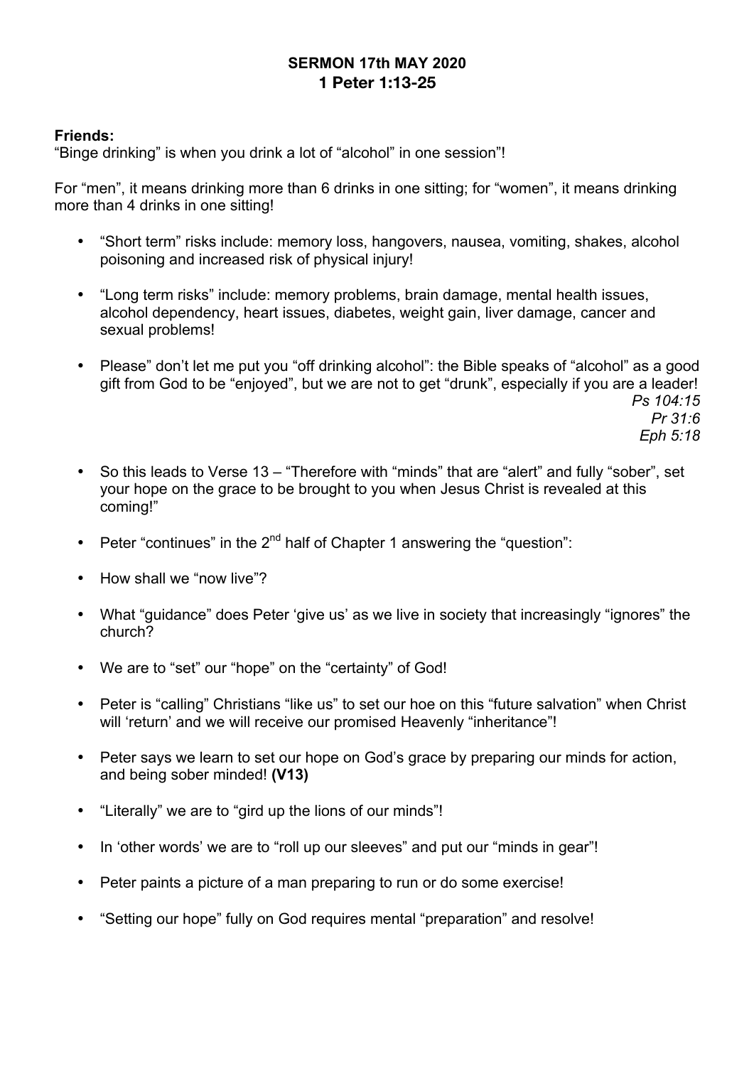**SERMON 17th MAY 2020**
**1 Peter 1:13-25**

**Friends:**
"Binge drinking" is when you drink a lot of "alcohol" in one session"!

For "men", it means drinking more than 6 drinks in one sitting; for "women", it means drinking more than 4 drinks in one sitting!

- "Short term" risks include: memory loss, hangovers, nausea, vomiting, shakes, alcohol poisoning and increased risk of physical injury!

- "Long term risks" include: memory problems, brain damage, mental health issues, alcohol dependency, heart issues, diabetes, weight gain, liver damage, cancer and sexual problems!

- Please" don't let me put you "off drinking alcohol": the Bible speaks of "alcohol" as a good gift from God to be "enjoyed", but we are not to get "drunk", especially if you are a leader!
  *Ps 104:15*
  *Pr 31:6*
  *Eph 5:18*

- So this leads to Verse 13 – "Therefore with "minds" that are "alert" and fully "sober", set your hope on the grace to be brought to you when Jesus Christ is revealed at this coming!"

- Peter "continues" in the 2nd half of Chapter 1 answering the "question":

- How shall we "now live"?

- What "guidance" does Peter 'give us' as we live in society that increasingly "ignores" the church?

- We are to "set" our "hope" on the "certainty" of God!

- Peter is "calling" Christians "like us" to set our hoe on this "future salvation" when Christ will 'return' and we will receive our promised Heavenly "inheritance"!

- Peter says we learn to set our hope on God's grace by preparing our minds for action, and being sober minded! **(V13)**

- "Literally" we are to "gird up the lions of our minds"!

- In 'other words' we are to "roll up our sleeves" and put our "minds in gear"!

- Peter paints a picture of a man preparing to run or do some exercise!

- "Setting our hope" fully on God requires mental "preparation" and resolve!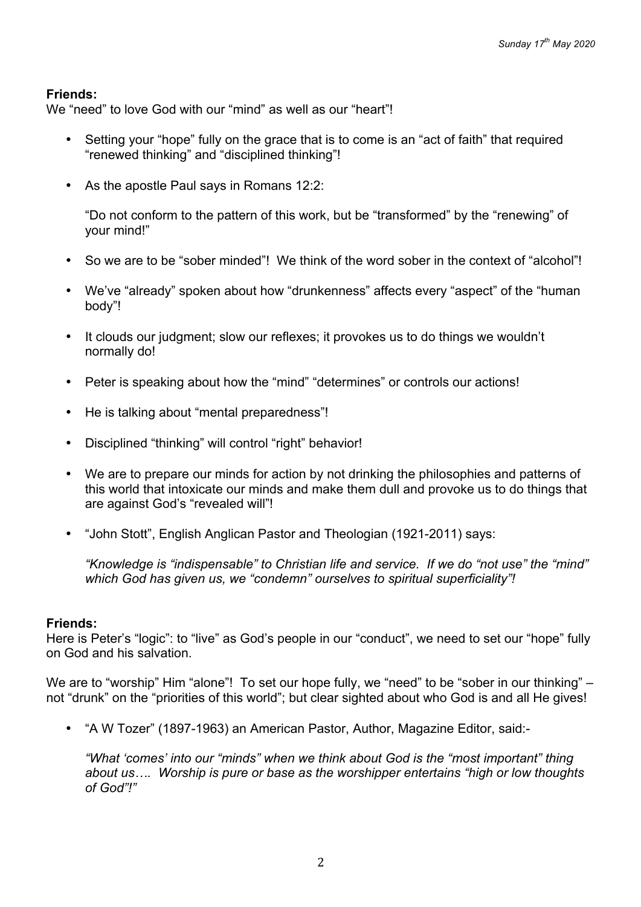**Friends:**
We "need" to love God with our "mind" as well as our "heart"!

- Setting your "hope" fully on the grace that is to come is an "act of faith" that required "renewed thinking" and "disciplined thinking"!

- As the apostle Paul says in Romans 12:2:

  "Do not conform to the pattern of this work, but be "transformed" by the "renewing" of your mind!"

- So we are to be "sober minded"! We think of the word sober in the context of "alcohol"!

- We've "already" spoken about how "drunkenness" affects every "aspect" of the "human body"!

- It clouds our judgment; slow our reflexes; it provokes us to do things we wouldn't normally do!

- Peter is speaking about how the "mind" "determines" or controls our actions!

- He is talking about "mental preparedness"!

- Disciplined "thinking" will control "right" behavior!

- We are to prepare our minds for action by not drinking the philosophies and patterns of this world that intoxicate our minds and make them dull and provoke us to do things that are against God's "revealed will"!

- "John Stott", English Anglican Pastor and Theologian (1921-2011) says:

  *"Knowledge is "indispensable" to Christian life and service. If we do "not use" the "mind" which God has given us, we "condemn" ourselves to spiritual superficiality"!*

**Friends:**
Here is Peter's "logic": to "live" as God's people in our "conduct", we need to set our "hope" fully on God and his salvation.

We are to "worship" Him "alone"! To set our hope fully, we "need" to be "sober in our thinking" – not "drunk" on the "priorities of this world"; but clear sighted about who God is and all He gives!

- "A W Tozer" (1897-1963) an American Pastor, Author, Magazine Editor, said:-

  *"What 'comes' into our "minds" when we think about God is the "most important" thing about us…. Worship is pure or base as the worshipper entertains "high or low thoughts of God"!"*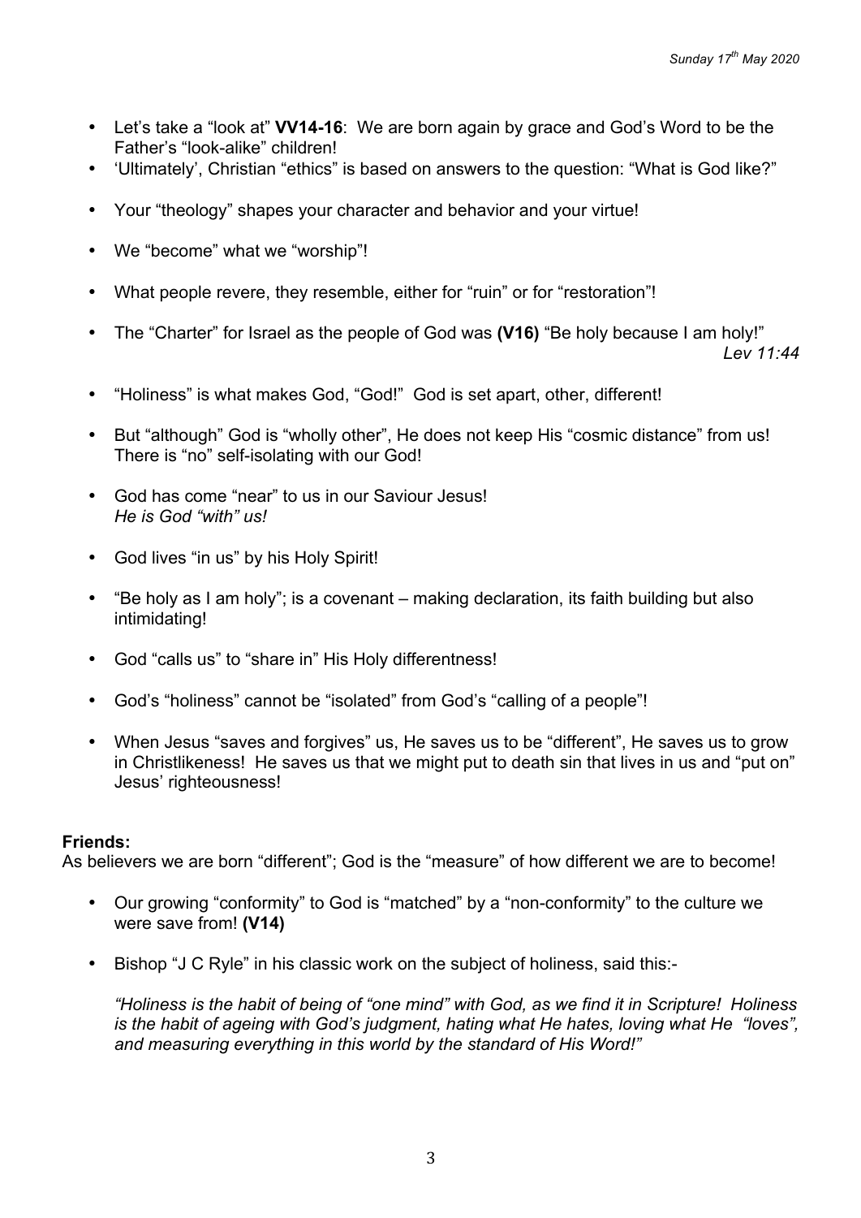- Let's take a "look at" **VV14-16**: We are born again by grace and God's Word to be the Father's "look-alike" children!
- 'Ultimately', Christian "ethics" is based on answers to the question: "What is God like?"
- Your "theology" shapes your character and behavior and your virtue!
- We "become" what we "worship"!
- What people revere, they resemble, either for "ruin" or for "restoration"!
- The "Charter" for Israel as the people of God was **(V16)** "Be holy because I am holy!" *Lev 11:44*
- "Holiness" is what makes God, "God!" God is set apart, other, different!
- But "although" God is "wholly other", He does not keep His "cosmic distance" from us! There is "no" self-isolating with our God!
- God has come "near" to us in our Saviour Jesus!
  *He is God "with" us!*
- God lives "in us" by his Holy Spirit!
- "Be holy as I am holy"; is a covenant – making declaration, its faith building but also intimidating!
- God "calls us" to "share in" His Holy differentness!
- God's "holiness" cannot be "isolated" from God's "calling of a people"!
- When Jesus "saves and forgives" us, He saves us to be "different", He saves us to grow in Christlikeness! He saves us that we might put to death sin that lives in us and "put on" Jesus' righteousness!

**Friends:**
As believers we are born "different"; God is the "measure" of how different we are to become!

- Our growing "conformity" to God is "matched" by a "non-conformity" to the culture we were save from! **(V14)**
- Bishop "J C Ryle" in his classic work on the subject of holiness, said this:-

  *"Holiness is the habit of being of "one mind" with God, as we find it in Scripture! Holiness is the habit of ageing with God's judgment, hating what He hates, loving what He "loves", and measuring everything in this world by the standard of His Word!"*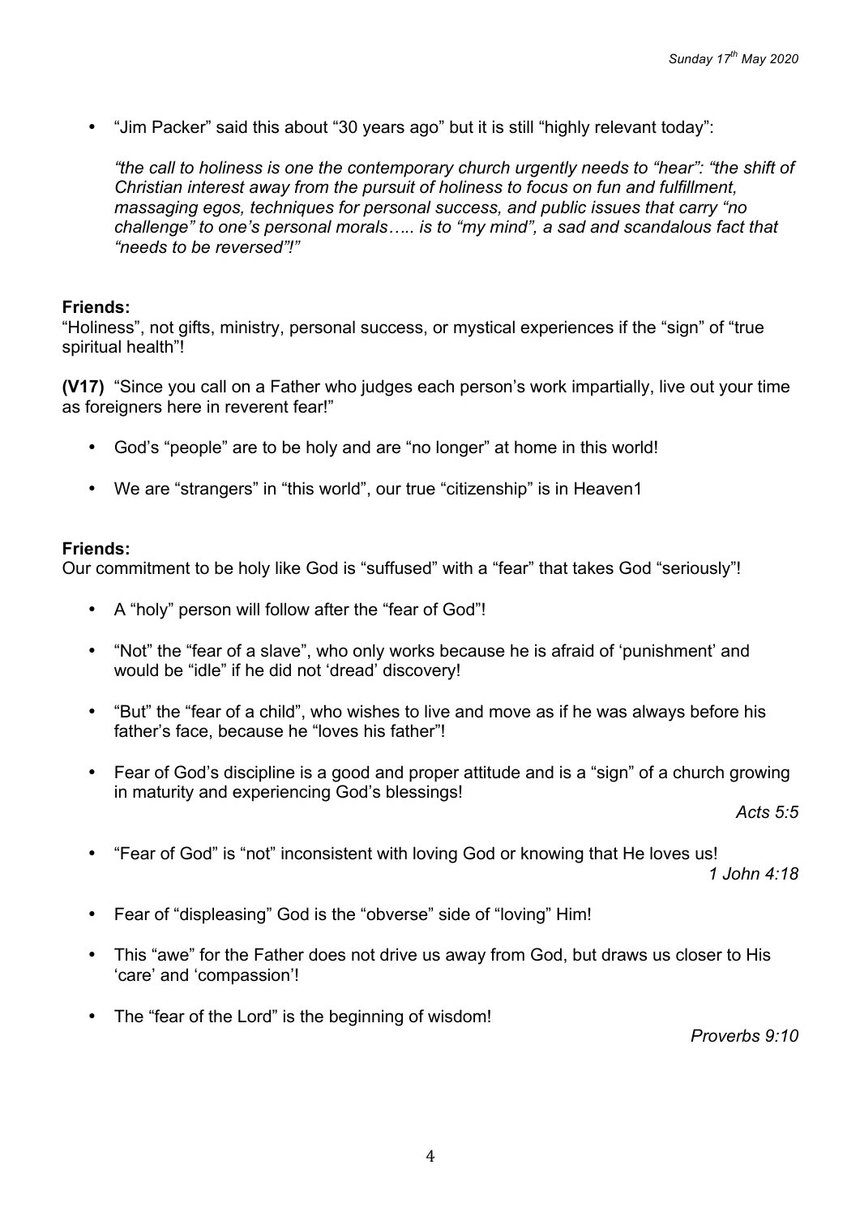- "Jim Packer" said this about "30 years ago" but it is still "highly relevant today":

  *"the call to holiness is one the contemporary church urgently needs to "hear": "the shift of Christian interest away from the pursuit of holiness to focus on fun and fulfillment, massaging egos, techniques for personal success, and public issues that carry "no challenge" to one's personal morals….. is to "my mind", a sad and scandalous fact that "needs to be reversed"!"*

**Friends:**
"Holiness", not gifts, ministry, personal success, or mystical experiences if the "sign" of "true spiritual health"!

**(V17)** "Since you call on a Father who judges each person's work impartially, live out your time as foreigners here in reverent fear!"

- God's "people" are to be holy and are "no longer" at home in this world!
- We are "strangers" in "this world", our true "citizenship" is in Heaven1

**Friends:**
Our commitment to be holy like God is "suffused" with a "fear" that takes God "seriously"!

- A "holy" person will follow after the "fear of God"!
- "Not" the "fear of a slave", who only works because he is afraid of 'punishment' and would be "idle" if he did not 'dread' discovery!
- "But" the "fear of a child", who wishes to live and move as if he was always before his father's face, because he "loves his father"!
- Fear of God's discipline is a good and proper attitude and is a "sign" of a church growing in maturity and experiencing God's blessings!

  *Acts 5:5*

- "Fear of God" is "not" inconsistent with loving God or knowing that He loves us!

  *1 John 4:18*

- Fear of "displeasing" God is the "obverse" side of "loving" Him!
- This "awe" for the Father does not drive us away from God, but draws us closer to His 'care' and 'compassion'!
- The "fear of the Lord" is the beginning of wisdom!

  *Proverbs 9:10*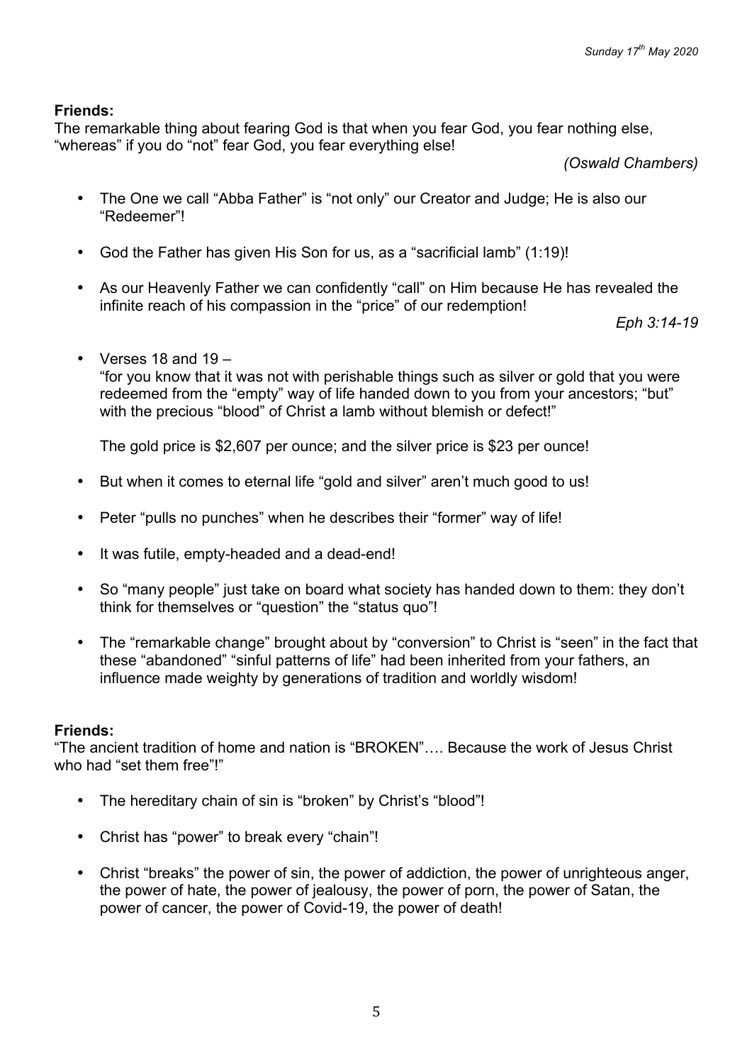**Friends:**
The remarkable thing about fearing God is that when you fear God, you fear nothing else, "whereas" if you do "not" fear God, you fear everything else!

*(Oswald Chambers)*

- The One we call "Abba Father" is "not only" our Creator and Judge; He is also our "Redeemer"!
- God the Father has given His Son for us, as a "sacrificial lamb" (1:19)!
- As our Heavenly Father we can confidently "call" on Him because He has revealed the infinite reach of his compassion in the "price" of our redemption!

*Eph 3:14-19*

- Verses 18 and 19 –
  "for you know that it was not with perishable things such as silver or gold that you were redeemed from the "empty" way of life handed down to you from your ancestors; "but" with the precious "blood" of Christ a lamb without blemish or defect!"

  The gold price is $2,607 per ounce; and the silver price is $23 per ounce!

- But when it comes to eternal life "gold and silver" aren't much good to us!
- Peter "pulls no punches" when he describes their "former" way of life!
- It was futile, empty-headed and a dead-end!
- So "many people" just take on board what society has handed down to them: they don't think for themselves or "question" the "status quo"!
- The "remarkable change" brought about by "conversion" to Christ is "seen" in the fact that these "abandoned" "sinful patterns of life" had been inherited from your fathers, an influence made weighty by generations of tradition and worldly wisdom!

**Friends:**
"The ancient tradition of home and nation is "BROKEN"…. Because the work of Jesus Christ who had "set them free"!"

- The hereditary chain of sin is "broken" by Christ's "blood"!
- Christ has "power" to break every "chain"!
- Christ "breaks" the power of sin, the power of addiction, the power of unrighteous anger, the power of hate, the power of jealousy, the power of porn, the power of Satan, the power of cancer, the power of Covid-19, the power of death!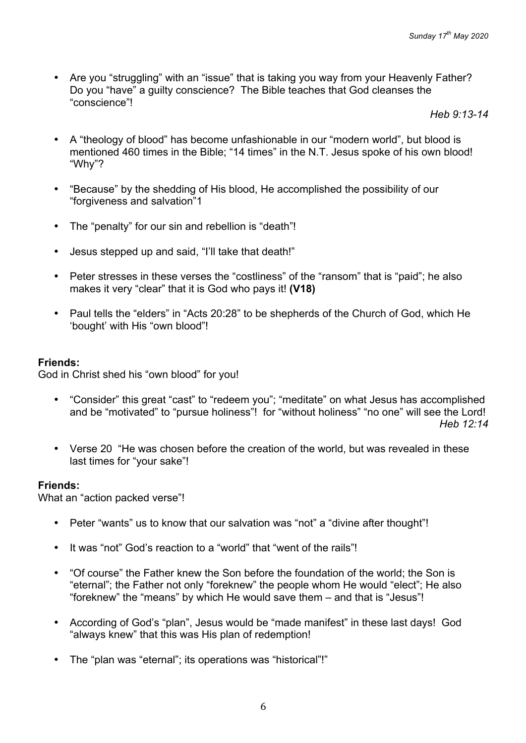- Are you "struggling" with an "issue" that is taking you way from your Heavenly Father? Do you "have" a guilty conscience? The Bible teaches that God cleanses the "conscience"!

  *Heb 9:13-14*

- A "theology of blood" has become unfashionable in our "modern world", but blood is mentioned 460 times in the Bible; "14 times" in the N.T. Jesus spoke of his own blood! "Why"?

- "Because" by the shedding of His blood, He accomplished the possibility of our "forgiveness and salvation"1

- The "penalty" for our sin and rebellion is "death"!

- Jesus stepped up and said, "I'll take that death!"

- Peter stresses in these verses the "costliness" of the "ransom" that is "paid"; he also makes it very "clear" that it is God who pays it! **(V18)**

- Paul tells the "elders" in "Acts 20:28" to be shepherds of the Church of God, which He 'bought' with His "own blood"!

**Friends:**
God in Christ shed his "own blood" for you!

- "Consider" this great "cast" to "redeem you"; "meditate" on what Jesus has accomplished and be "motivated" to "pursue holiness"! for "without holiness" "no one" will see the Lord!

  *Heb 12:14*

- Verse 20 "He was chosen before the creation of the world, but was revealed in these last times for "your sake"!

**Friends:**
What an "action packed verse"!

- Peter "wants" us to know that our salvation was "not" a "divine after thought"!

- It was "not" God's reaction to a "world" that "went of the rails"!

- "Of course" the Father knew the Son before the foundation of the world; the Son is "eternal"; the Father not only "foreknew" the people whom He would "elect"; He also "foreknew" the "means" by which He would save them – and that is "Jesus"!

- According of God's "plan", Jesus would be "made manifest" in these last days! God "always knew" that this was His plan of redemption!

- The "plan was "eternal"; its operations was "historical"!"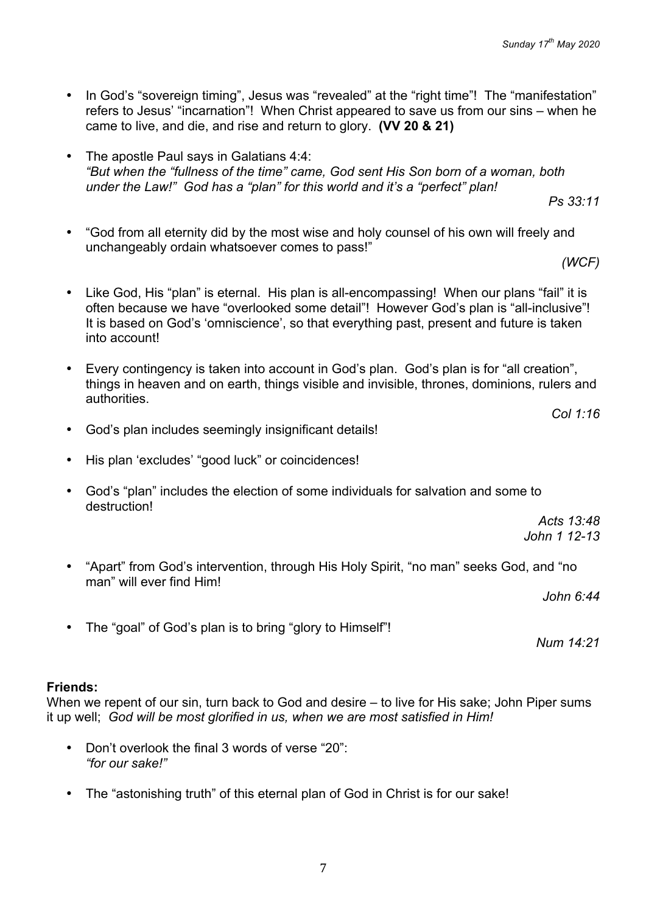- In God's "sovereign timing", Jesus was "revealed" at the "right time"! The "manifestation" refers to Jesus' "incarnation"! When Christ appeared to save us from our sins – when he came to live, and die, and rise and return to glory. **(VV 20 & 21)**

- The apostle Paul says in Galatians 4:4:
  *"But when the "fullness of the time" came, God sent His Son born of a woman, both under the Law!" God has a "plan" for this world and it's a "perfect" plan!*

  *Ps 33:11*

- "God from all eternity did by the most wise and holy counsel of his own will freely and unchangeably ordain whatsoever comes to pass!"

  *(WCF)*

- Like God, His "plan" is eternal. His plan is all-encompassing! When our plans "fail" it is often because we have "overlooked some detail"! However God's plan is "all-inclusive"! It is based on God's 'omniscience', so that everything past, present and future is taken into account!

- Every contingency is taken into account in God's plan. God's plan is for "all creation", things in heaven and on earth, things visible and invisible, thrones, dominions, rulers and authorities.

  *Col 1:16*

- God's plan includes seemingly insignificant details!

- His plan 'excludes' "good luck" or coincidences!

- God's "plan" includes the election of some individuals for salvation and some to destruction!

  *Acts 13:48*
  *John 1 12-13*

- "Apart" from God's intervention, through His Holy Spirit, "no man" seeks God, and "no man" will ever find Him!

  *John 6:44*

- The "goal" of God's plan is to bring "glory to Himself"!

  *Num 14:21*

**Friends:**
When we repent of our sin, turn back to God and desire – to live for His sake; John Piper sums it up well; *God will be most glorified in us, when we are most satisfied in Him!*

- Don't overlook the final 3 words of verse "20":
  *"for our sake!"*

- The "astonishing truth" of this eternal plan of God in Christ is for our sake!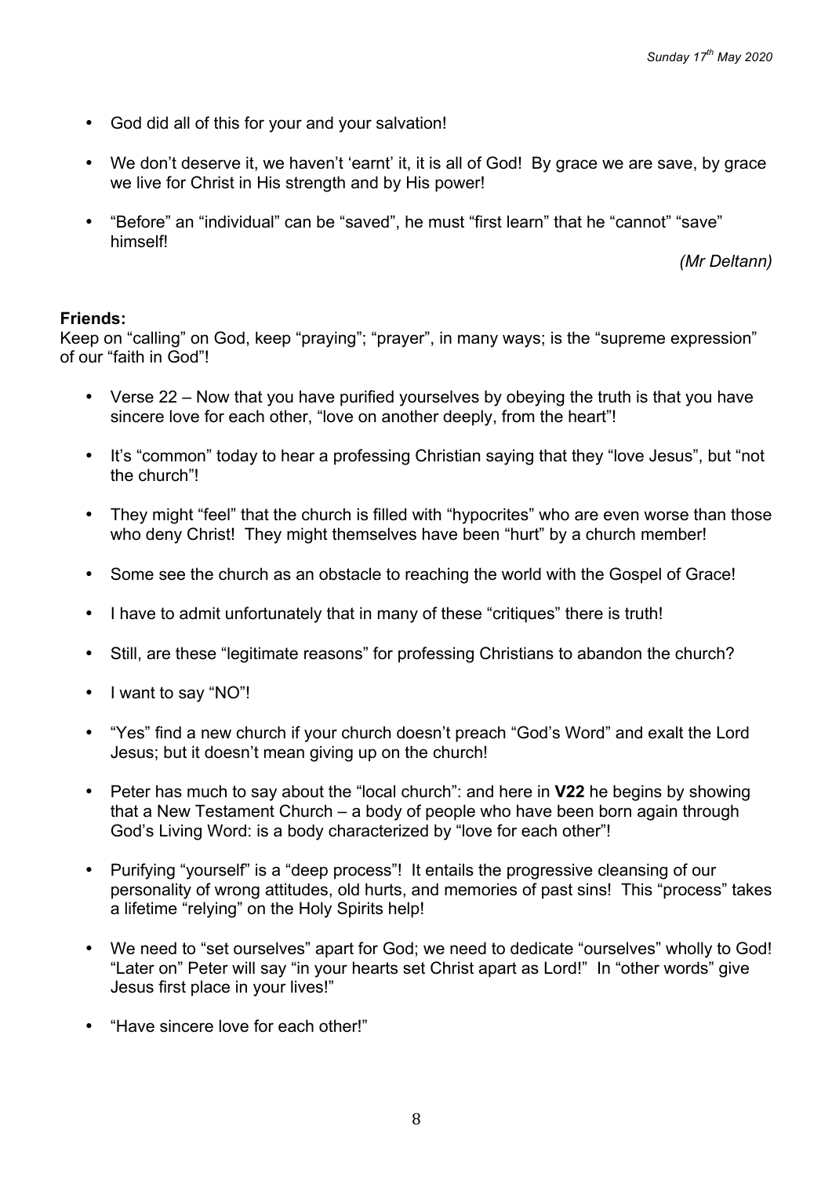- God did all of this for your and your salvation!

- We don't deserve it, we haven't 'earnt' it, it is all of God! By grace we are save, by grace we live for Christ in His strength and by His power!

- "Before" an "individual" can be "saved", he must "first learn" that he "cannot" "save" himself!

*(Mr Deltann)*

**Friends:**
Keep on "calling" on God, keep "praying"; "prayer", in many ways; is the "supreme expression" of our "faith in God"!

- Verse 22 – Now that you have purified yourselves by obeying the truth is that you have sincere love for each other, "love on another deeply, from the heart"!

- It's "common" today to hear a professing Christian saying that they "love Jesus", but "not the church"!

- They might "feel" that the church is filled with "hypocrites" who are even worse than those who deny Christ! They might themselves have been "hurt" by a church member!

- Some see the church as an obstacle to reaching the world with the Gospel of Grace!

- I have to admit unfortunately that in many of these "critiques" there is truth!

- Still, are these "legitimate reasons" for professing Christians to abandon the church?

- I want to say "NO"!

- "Yes" find a new church if your church doesn't preach "God's Word" and exalt the Lord Jesus; but it doesn't mean giving up on the church!

- Peter has much to say about the "local church": and here in **V22** he begins by showing that a New Testament Church – a body of people who have been born again through God's Living Word: is a body characterized by "love for each other"!

- Purifying "yourself" is a "deep process"! It entails the progressive cleansing of our personality of wrong attitudes, old hurts, and memories of past sins! This "process" takes a lifetime "relying" on the Holy Spirits help!

- We need to "set ourselves" apart for God; we need to dedicate "ourselves" wholly to God! "Later on" Peter will say "in your hearts set Christ apart as Lord!" In "other words" give Jesus first place in your lives!"

- "Have sincere love for each other!"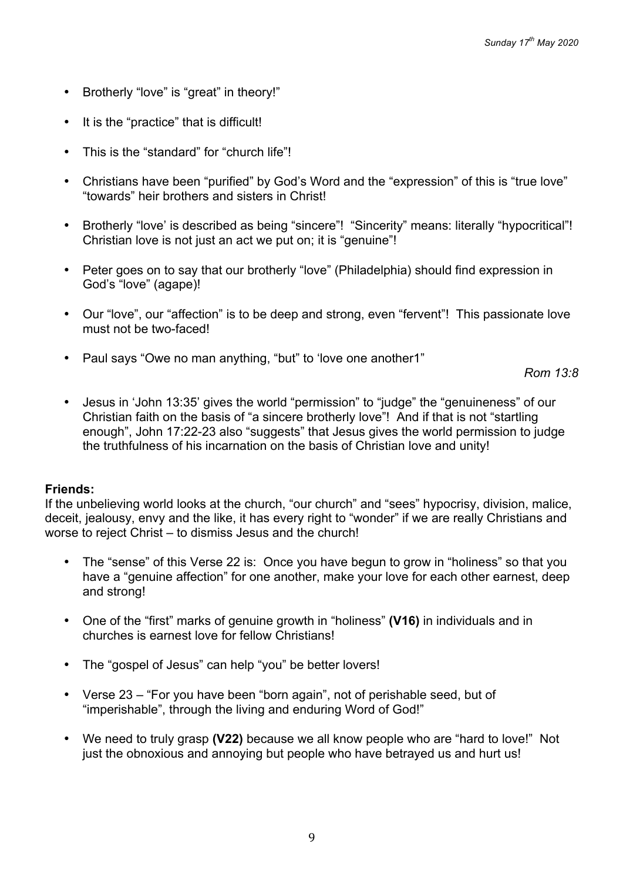- Brotherly “love” is “great” in theory!”
- It is the “practice” that is difficult!
- This is the “standard” for “church life”!
- Christians have been “purified” by God’s Word and the “expression” of this is “true love” “towards” heir brothers and sisters in Christ!
- Brotherly “love’ is described as being “sincere”! “Sincerity” means: literally “hypocritical”! Christian love is not just an act we put on; it is “genuine”!
- Peter goes on to say that our brotherly “love” (Philadelphia) should find expression in God’s “love” (agape)!
- Our “love”, our “affection” is to be deep and strong, even “fervent”! This passionate love must not be two-faced!
- Paul says “Owe no man anything, “but” to ‘love one another1”

  *Rom 13:8*

- Jesus in ‘John 13:35’ gives the world “permission” to “judge” the “genuineness” of our Christian faith on the basis of “a sincere brotherly love”! And if that is not “startling enough”, John 17:22-23 also “suggests” that Jesus gives the world permission to judge the truthfulness of his incarnation on the basis of Christian love and unity!

**Friends:**
If the unbelieving world looks at the church, “our church” and “sees” hypocrisy, division, malice, deceit, jealousy, envy and the like, it has every right to “wonder” if we are really Christians and worse to reject Christ – to dismiss Jesus and the church!

- The “sense” of this Verse 22 is: Once you have begun to grow in “holiness” so that you have a “genuine affection” for one another, make your love for each other earnest, deep and strong!
- One of the “first” marks of genuine growth in “holiness” **(V16)** in individuals and in churches is earnest love for fellow Christians!
- The “gospel of Jesus” can help “you” be better lovers!
- Verse 23 – “For you have been “born again”, not of perishable seed, but of “imperishable”, through the living and enduring Word of God!”
- We need to truly grasp **(V22)** because we all know people who are “hard to love!” Not just the obnoxious and annoying but people who have betrayed us and hurt us!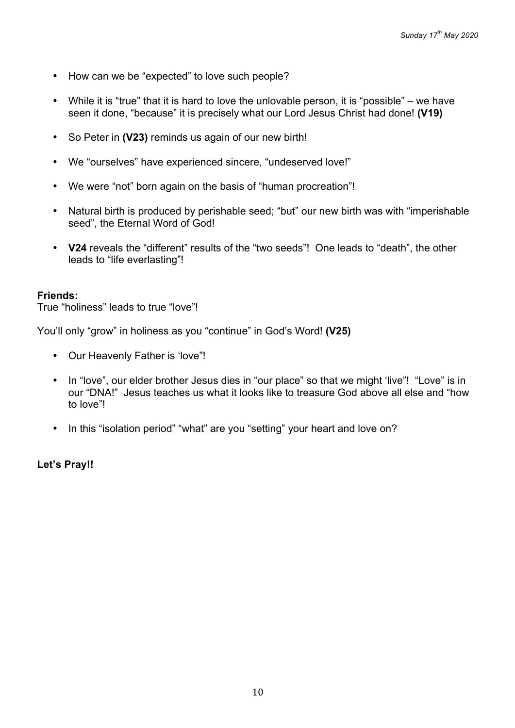- How can we be “expected” to love such people?

- While it is “true” that it is hard to love the unlovable person, it is “possible” – we have seen it done, “because” it is precisely what our Lord Jesus Christ had done! **(V19)**

- So Peter in **(V23)** reminds us again of our new birth!

- We “ourselves” have experienced sincere, “undeserved love!”

- We were “not” born again on the basis of “human procreation”!

- Natural birth is produced by perishable seed; “but” our new birth was with “imperishable seed”, the Eternal Word of God!

- **V24** reveals the “different” results of the “two seeds”! One leads to “death”, the other leads to “life everlasting”!

**Friends:**
True “holiness” leads to true “love”!

You’ll only “grow” in holiness as you “continue” in God’s Word! **(V25)**

- Our Heavenly Father is ‘love”!

- In “love”, our elder brother Jesus dies in “our place” so that we might ‘live”! “Love” is in our “DNA!” Jesus teaches us what it looks like to treasure God above all else and “how to love”!

- In this “isolation period” “what” are you “setting” your heart and love on?

**Let’s Pray!!**